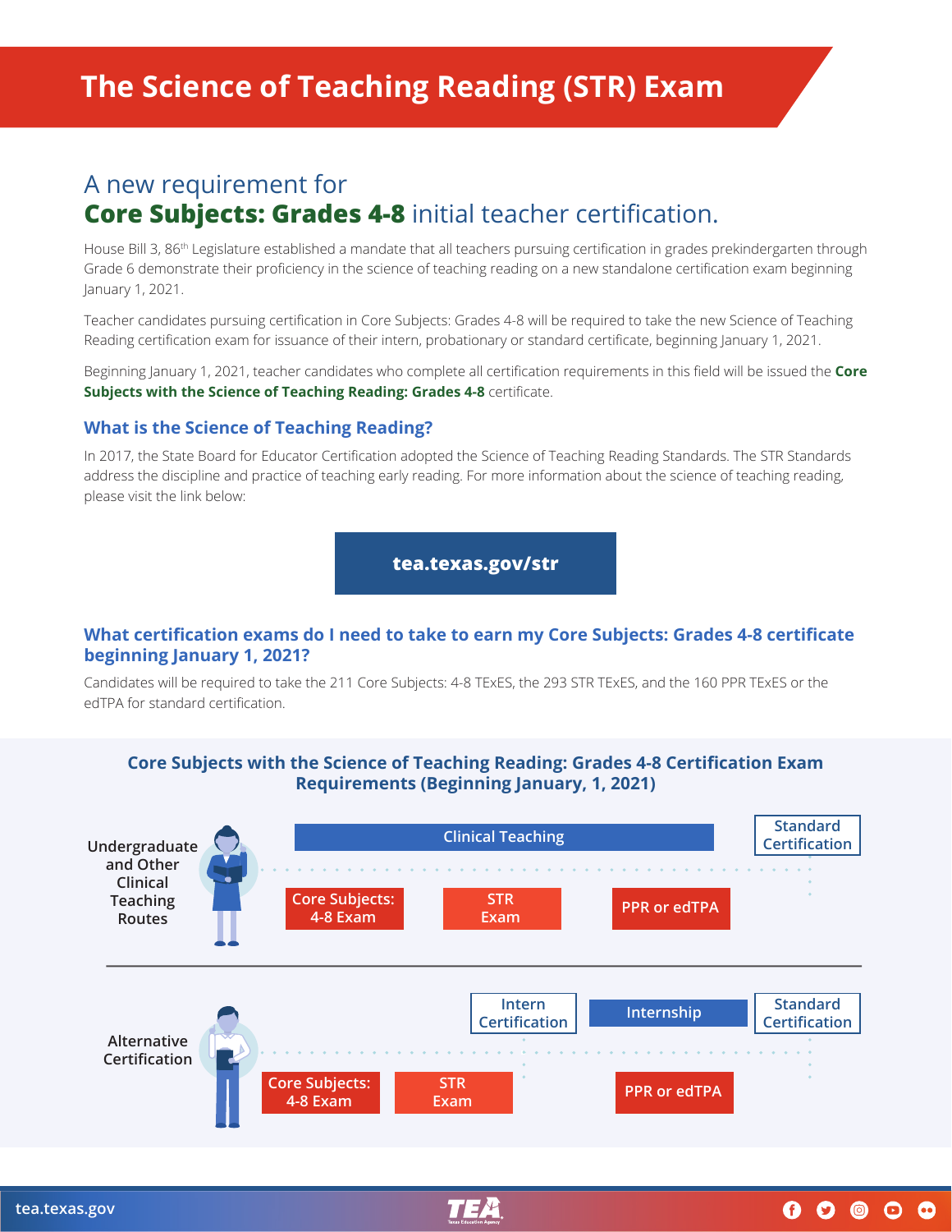# The Science of Teaching Reading (STR) Exam

## A new requirement for **Core Subjects: Grades 4-8** initial teacher certification.

House Bill 3, 86th Legislature established a mandate that all teachers pursuing certification in grades prekindergarten through Grade 6 demonstrate their proficiency in the science of teaching reading on a new standalone certification exam beginning January 1, 2021.

Teacher candidates pursuing certification in Core Subjects: Grades 4-8 will be required to take the new Science of Teaching Reading certification exam for issuance of their intern, probationary or standard certificate, beginning January 1, 2021.

Beginning January 1, 2021, teacher candidates who complete all certification requirements in this field will be issued the **Core Subjects with the Science of Teaching Reading: Grades 4-8** certificate.

### What is the Science of Teaching Reading?

In 2017, the State Board for Educator Certification adopted the Science of Teaching Reading Standards. The STR Standards address the discipline and practice of teaching early reading. For more information about the science of teaching reading, please visit the link below:

**tea.texas.gov/str**

### What certification exams do I need to take to earn my Core Subjects: Grades 4-8 certificate beginning January 1, 2021?

Candidates will be required to take the 211 Core Subjects: 4-8 TExES, the 293 STR TExES, and the 160 PPR TExES or the edTPA for standard certification.

### Core Subjects with the Science of Teaching Reading: Grades 4-8 Certification Exam Requirements (Beginning January, 1, 2021)

**Undergraduate and Other Clinical Teaching Routes**

- Clinical Teaching → Standard Certification
- Core Subjects: 4-8 Exam
- STR Exam
- PPR or edTPA

**Alternative Certification**

- Core Subjects: 4-8 Exam
- STR Exam
- Intern Certification
- Internship
- PPR or edTPA
- Standard Certification

tea.texas.gov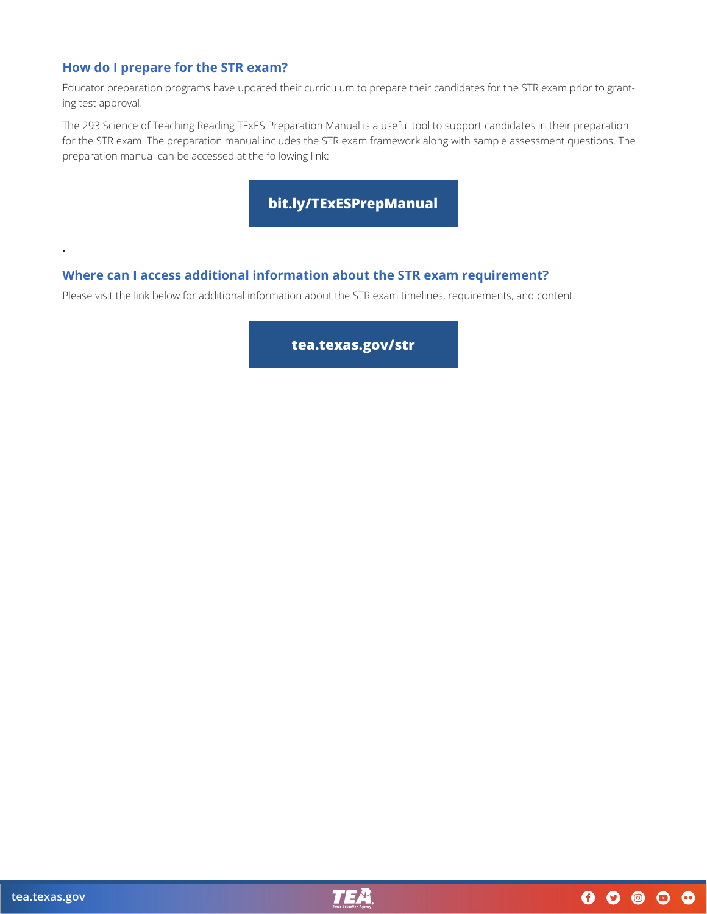## How do I prepare for the STR exam?

Educator preparation programs have updated their curriculum to prepare their candidates for the STR exam prior to granting test approval.

The 293 Science of Teaching Reading TExES Preparation Manual is a useful tool to support candidates in their preparation for the STR exam. The preparation manual includes the STR exam framework along with sample assessment questions. The preparation manual can be accessed at the following link:

**bit.ly/TExESPrepManual**

## Where can I access additional information about the STR exam requirement?

Please visit the link below for additional information about the STR exam timelines, requirements, and content.

**tea.texas.gov/str**